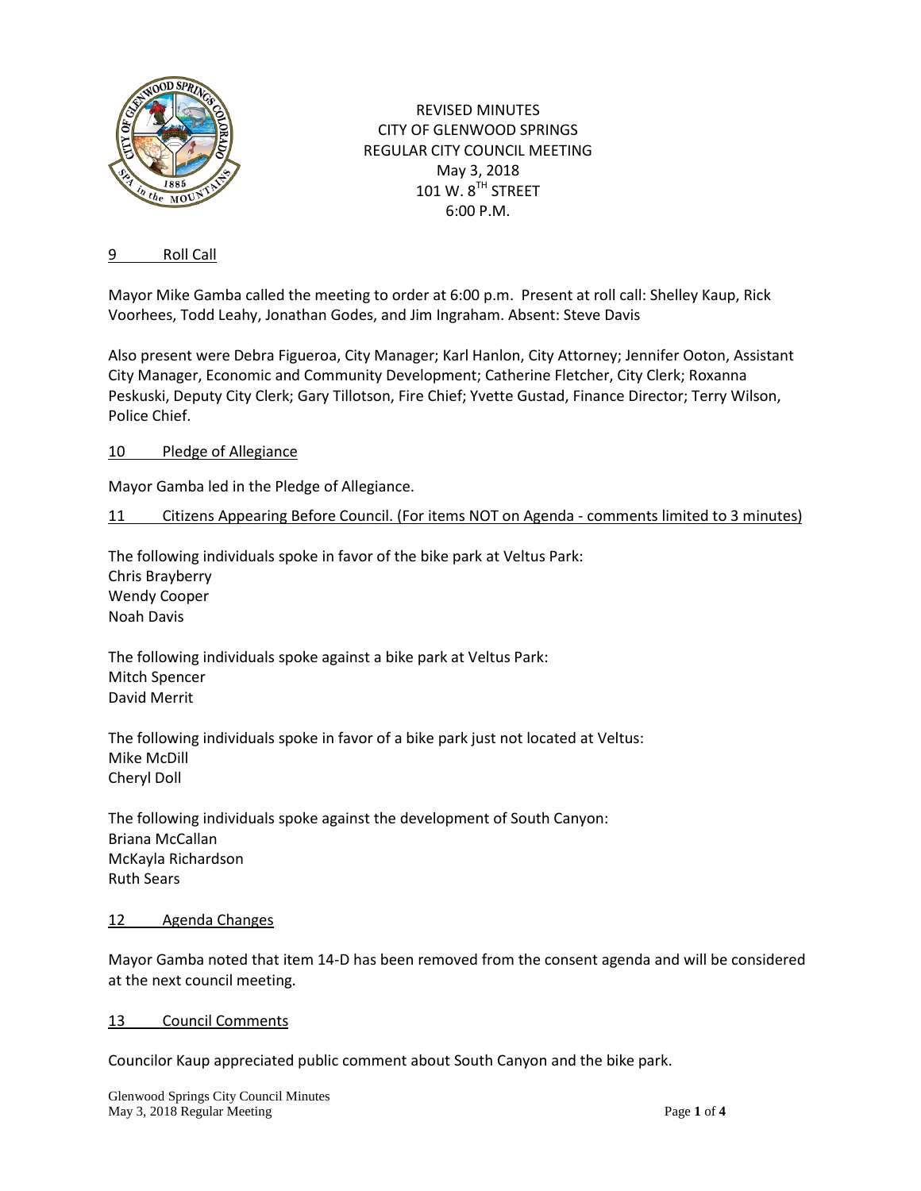REVISED MINUTES
CITY OF GLENWOOD SPRINGS
REGULAR CITY COUNCIL MEETING
May 3, 2018
101 W. 8TH STREET
6:00 P.M.

## 9 Roll Call

Mayor Mike Gamba called the meeting to order at 6:00 p.m. Present at roll call: Shelley Kaup, Rick Voorhees, Todd Leahy, Jonathan Godes, and Jim Ingraham. Absent: Steve Davis

Also present were Debra Figueroa, City Manager; Karl Hanlon, City Attorney; Jennifer Ooton, Assistant City Manager, Economic and Community Development; Catherine Fletcher, City Clerk; Roxanna Peskuski, Deputy City Clerk; Gary Tillotson, Fire Chief; Yvette Gustad, Finance Director; Terry Wilson, Police Chief.

## 10 Pledge of Allegiance

Mayor Gamba led in the Pledge of Allegiance.

## 11 Citizens Appearing Before Council. (For items NOT on Agenda - comments limited to 3 minutes)

The following individuals spoke in favor of the bike park at Veltus Park:
Chris Brayberry
Wendy Cooper
Noah Davis

The following individuals spoke against a bike park at Veltus Park:
Mitch Spencer
David Merrit

The following individuals spoke in favor of a bike park just not located at Veltus:
Mike McDill
Cheryl Doll

The following individuals spoke against the development of South Canyon:
Briana McCallan
McKayla Richardson
Ruth Sears

## 12 Agenda Changes

Mayor Gamba noted that item 14-D has been removed from the consent agenda and will be considered at the next council meeting.

## 13 Council Comments

Councilor Kaup appreciated public comment about South Canyon and the bike park.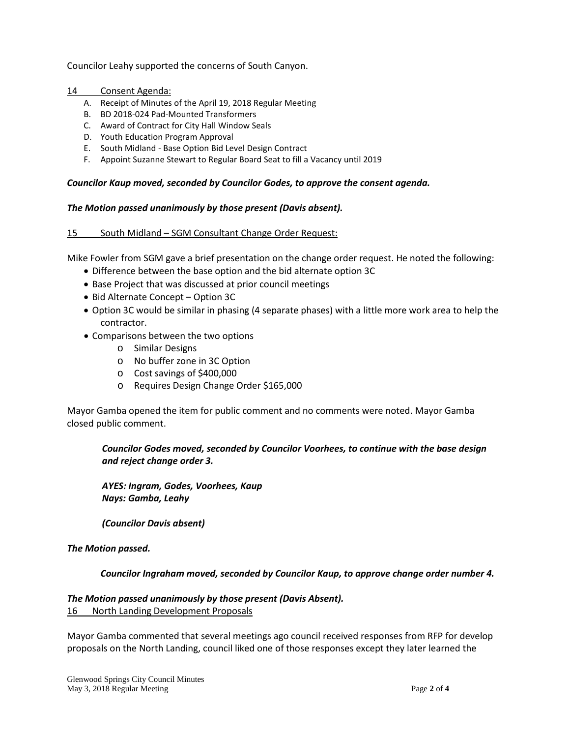Councilor Leahy supported the concerns of South Canyon.

14 Consent Agenda:

A. Receipt of Minutes of the April 19, 2018 Regular Meeting
B. BD 2018-024 Pad-Mounted Transformers
C. Award of Contract for City Hall Window Seals
D. ~~Youth Education Program Approval~~
E. South Midland - Base Option Bid Level Design Contract
F. Appoint Suzanne Stewart to Regular Board Seat to fill a Vacancy until 2019

***Councilor Kaup moved, seconded by Councilor Godes, to approve the consent agenda.***

***The Motion passed unanimously by those present (Davis absent).***

15 South Midland – SGM Consultant Change Order Request:

Mike Fowler from SGM gave a brief presentation on the change order request. He noted the following:

- Difference between the base option and the bid alternate option 3C
- Base Project that was discussed at prior council meetings
- Bid Alternate Concept – Option 3C
- Option 3C would be similar in phasing (4 separate phases) with a little more work area to help the contractor.
- Comparisons between the two options
    - Similar Designs
    - No buffer zone in 3C Option
    - Cost savings of $400,000
    - Requires Design Change Order $165,000

Mayor Gamba opened the item for public comment and no comments were noted. Mayor Gamba closed public comment.

> ***Councilor Godes moved, seconded by Councilor Voorhees, to continue with the base design and reject change order 3.***
>
> ***AYES: Ingram, Godes, Voorhees, Kaup***
> ***Nays: Gamba, Leahy***
>
> ***(Councilor Davis absent)***

***The Motion passed.***

> ***Councilor Ingraham moved, seconded by Councilor Kaup, to approve change order number 4.***

***The Motion passed unanimously by those present (Davis Absent).***

16 North Landing Development Proposals

Mayor Gamba commented that several meetings ago council received responses from RFP for develop proposals on the North Landing, council liked one of those responses except they later learned the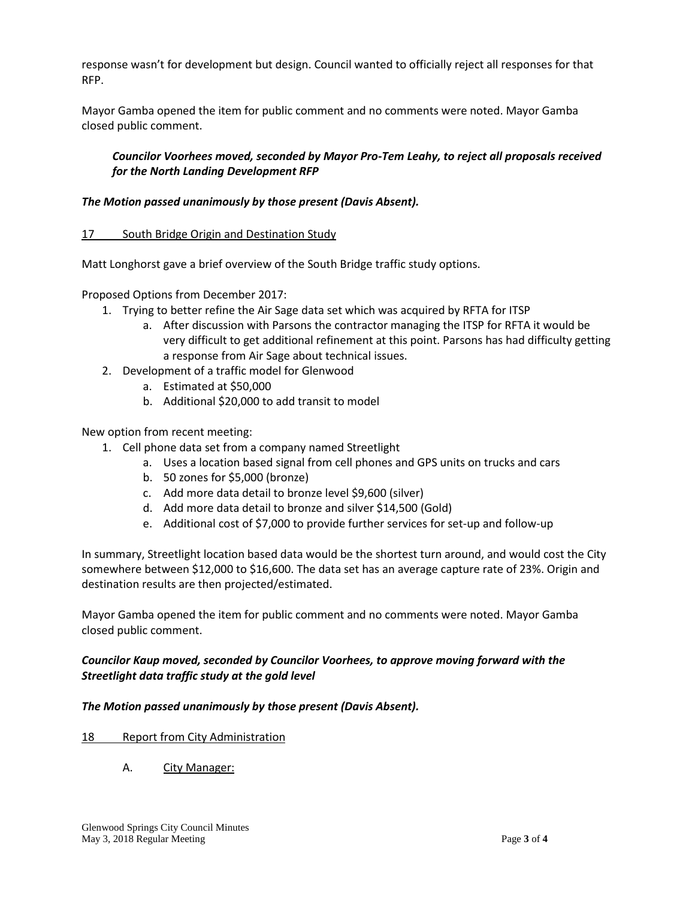response wasn't for development but design. Council wanted to officially reject all responses for that RFP.

Mayor Gamba opened the item for public comment and no comments were noted. Mayor Gamba closed public comment.

> ***Councilor Voorhees moved, seconded by Mayor Pro-Tem Leahy, to reject all proposals received for the North Landing Development RFP***

***The Motion passed unanimously by those present (Davis Absent).***

17 South Bridge Origin and Destination Study

Matt Longhorst gave a brief overview of the South Bridge traffic study options.

Proposed Options from December 2017:

1. Trying to better refine the Air Sage data set which was acquired by RFTA for ITSP
   a. After discussion with Parsons the contractor managing the ITSP for RFTA it would be very difficult to get additional refinement at this point. Parsons has had difficulty getting a response from Air Sage about technical issues.
2. Development of a traffic model for Glenwood
   a. Estimated at $50,000
   b. Additional $20,000 to add transit to model

New option from recent meeting:

1. Cell phone data set from a company named Streetlight
   a. Uses a location based signal from cell phones and GPS units on trucks and cars
   b. 50 zones for $5,000 (bronze)
   c. Add more data detail to bronze level $9,600 (silver)
   d. Add more data detail to bronze and silver $14,500 (Gold)
   e. Additional cost of $7,000 to provide further services for set-up and follow-up

In summary, Streetlight location based data would be the shortest turn around, and would cost the City somewhere between $12,000 to $16,600. The data set has an average capture rate of 23%. Origin and destination results are then projected/estimated.

Mayor Gamba opened the item for public comment and no comments were noted. Mayor Gamba closed public comment.

***Councilor Kaup moved, seconded by Councilor Voorhees, to approve moving forward with the Streetlight data traffic study at the gold level***

***The Motion passed unanimously by those present (Davis Absent).***

18 Report from City Administration

A. City Manager: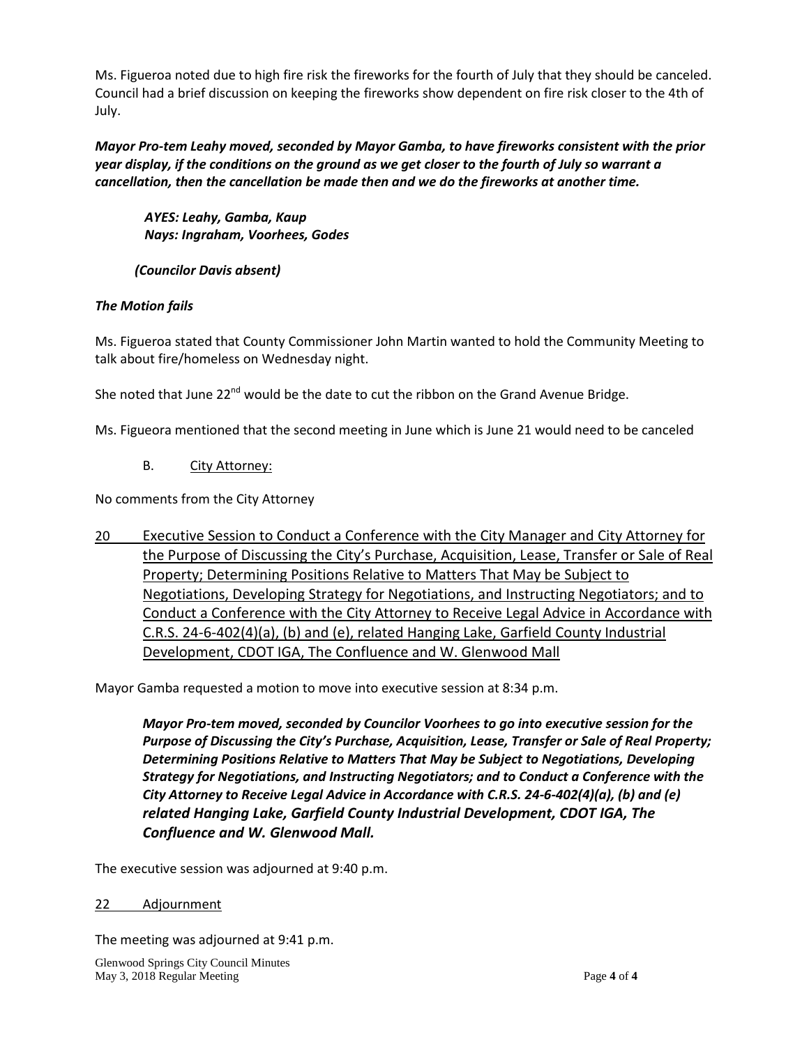Ms. Figueroa noted due to high fire risk the fireworks for the fourth of July that they should be canceled. Council had a brief discussion on keeping the fireworks show dependent on fire risk closer to the 4th of July.

***Mayor Pro-tem Leahy moved, seconded by Mayor Gamba, to have fireworks consistent with the prior year display, if the conditions on the ground as we get closer to the fourth of July so warrant a cancellation, then the cancellation be made then and we do the fireworks at another time.***

***AYES: Leahy, Gamba, Kaup***
***Nays: Ingraham, Voorhees, Godes***

***(Councilor Davis absent)***

***The Motion fails***

Ms. Figueroa stated that County Commissioner John Martin wanted to hold the Community Meeting to talk about fire/homeless on Wednesday night.

She noted that June 22nd would be the date to cut the ribbon on the Grand Avenue Bridge.

Ms. Figueora mentioned that the second meeting in June which is June 21 would need to be canceled

B. City Attorney:

No comments from the City Attorney

## 20 Executive Session to Conduct a Conference with the City Manager and City Attorney for the Purpose of Discussing the City's Purchase, Acquisition, Lease, Transfer or Sale of Real Property; Determining Positions Relative to Matters That May be Subject to Negotiations, Developing Strategy for Negotiations, and Instructing Negotiators; and to Conduct a Conference with the City Attorney to Receive Legal Advice in Accordance with C.R.S. 24-6-402(4)(a), (b) and (e), related Hanging Lake, Garfield County Industrial Development, CDOT IGA, The Confluence and W. Glenwood Mall

Mayor Gamba requested a motion to move into executive session at 8:34 p.m.

***Mayor Pro-tem moved, seconded by Councilor Voorhees to go into executive session for the Purpose of Discussing the City's Purchase, Acquisition, Lease, Transfer or Sale of Real Property; Determining Positions Relative to Matters That May be Subject to Negotiations, Developing Strategy for Negotiations, and Instructing Negotiators; and to Conduct a Conference with the City Attorney to Receive Legal Advice in Accordance with C.R.S. 24-6-402(4)(a), (b) and (e) related Hanging Lake, Garfield County Industrial Development, CDOT IGA, The Confluence and W. Glenwood Mall.***

The executive session was adjourned at 9:40 p.m.

## 22 Adjournment

The meeting was adjourned at 9:41 p.m.